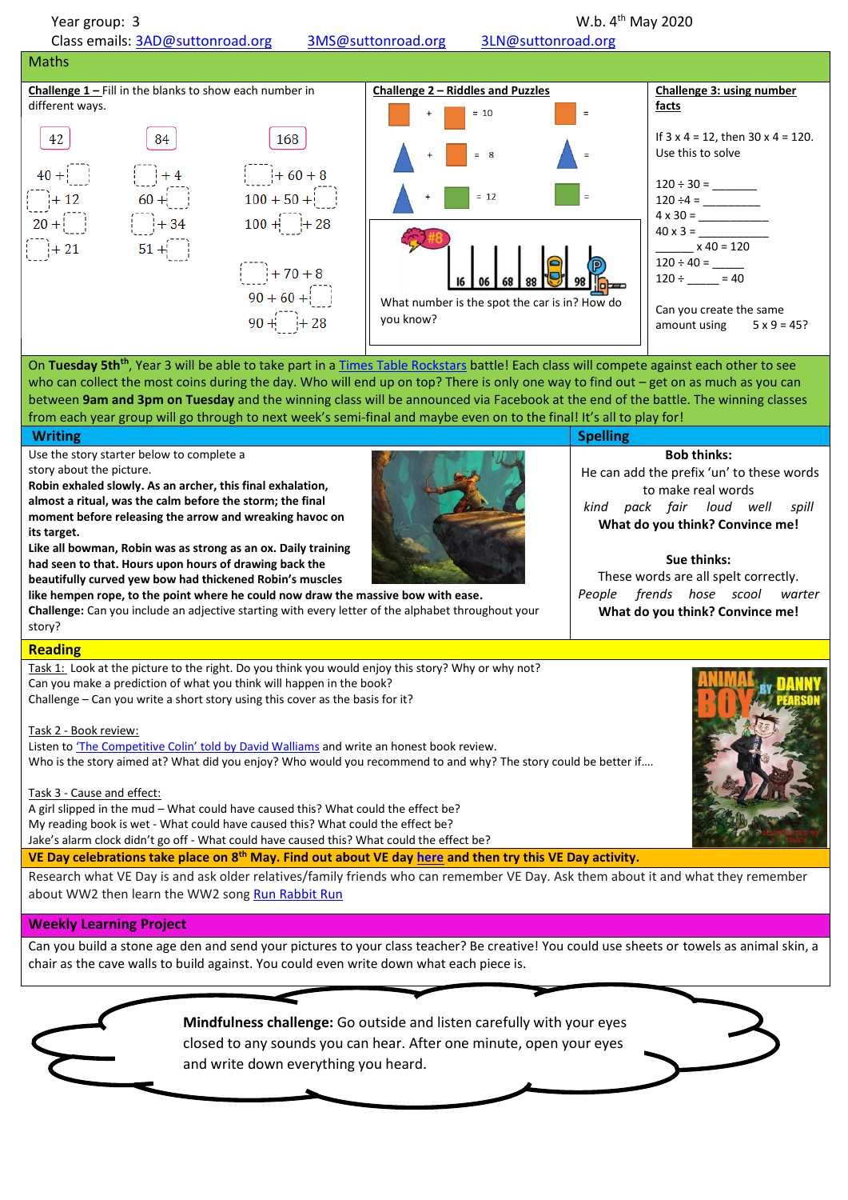Year group: 3 W.b. 4th May 2020

Class emails: 3AD@suttonroad.org 3MS@suttonroad.org 3LN@suttonroad.org

## Maths

**Challenge 1 –** Fill in the blanks to show each number in different ways.

| 42 | 84 | 168 |
|---|---|---|
| 40 + ☐ | ☐ + 4 | ☐ + 60 + 8 |
| ☐ + 12 | 60 + ☐ | 100 + 50 + ☐ |
| 20 + ☐ | ☐ + 34 | 100 + ☐ + 28 |
| ☐ + 21 | 51 + ☐ | ☐ + 70 + 8 |
| | | 90 + 60 + ☐ |
| | | 90 + ☐ + 28 |

**Challenge 2 – Riddles and Puzzles**

■ + ■ = 10 ■ =

▲ + ■ = 8 ▲ =

▲ + ■ = 12 ■ =

16 06 68 88 ☐ 98

What number is the spot the car is in? How do you know?

**Challenge 3: using number facts**

If 3 x 4 = 12, then 30 x 4 = 120.
Use this to solve

120 ÷ 30 = _______
120 ÷4 = _________
4 x 30 = ___________
40 x 3 = ___________
______ x 40 = 120
120 ÷ 40 = _____
120 ÷ _____ = 40

Can you create the same amount using 5 x 9 = 45?

On **Tuesday 5th**th, Year 3 will be able to take part in a Times Table Rockstars battle! Each class will compete against each other to see who can collect the most coins during the day. Who will end up on top? There is only one way to find out – get on as much as you can between **9am and 3pm on Tuesday** and the winning class will be announced via Facebook at the end of the battle. The winning classes from each year group will go through to next week's semi-final and maybe even on to the final! It's all to play for!

## Writing

Use the story starter below to complete a story about the picture.

**Robin exhaled slowly. As an archer, this final exhalation, almost a ritual, was the calm before the storm; the final moment before releasing the arrow and wreaking havoc on its target.**

**Like all bowman, Robin was as strong as an ox. Daily training had seen to that. Hours upon hours of drawing back the beautifully curved yew bow had thickened Robin's muscles like hempen rope, to the point where he could now draw the massive bow with ease.**

**Challenge:** Can you include an adjective starting with every letter of the alphabet throughout your story?

## Spelling

**Bob thinks:**

He can add the prefix 'un' to these words to make real words

*kind pack fair loud well spill*

**What do you think? Convince me!**

**Sue thinks:**

These words are all spelt correctly.

*People frends hose scool warter*

**What do you think? Convince me!**

## Reading

Task 1: Look at the picture to the right. Do you think you would enjoy this story? Why or why not?
Can you make a prediction of what you think will happen in the book?
Challenge – Can you write a short story using this cover as the basis for it?

Task 2 - Book review:
Listen to 'The Competitive Colin' told by David Walliams and write an honest book review.
Who is the story aimed at? What did you enjoy? Who would you recommend to and why? The story could be better if….

Task 3 - Cause and effect:
A girl slipped in the mud – What could have caused this? What could the effect be?
My reading book is wet - What could have caused this? What could the effect be?
Jake's alarm clock didn't go off - What could have caused this? What could the effect be?

ANIMAL BOY BY DANNY PEARSON

**VE Day celebrations take place on 8th May. Find out about VE day here and then try this VE Day activity.**

Research what VE Day is and ask older relatives/family friends who can remember VE Day. Ask them about it and what they remember about WW2 then learn the WW2 song Run Rabbit Run

## Weekly Learning Project

Can you build a stone age den and send your pictures to your class teacher? Be creative! You could use sheets or towels as animal skin, a chair as the cave walls to build against. You could even write down what each piece is.

**Mindfulness challenge:** Go outside and listen carefully with your eyes closed to any sounds you can hear. After one minute, open your eyes and write down everything you heard.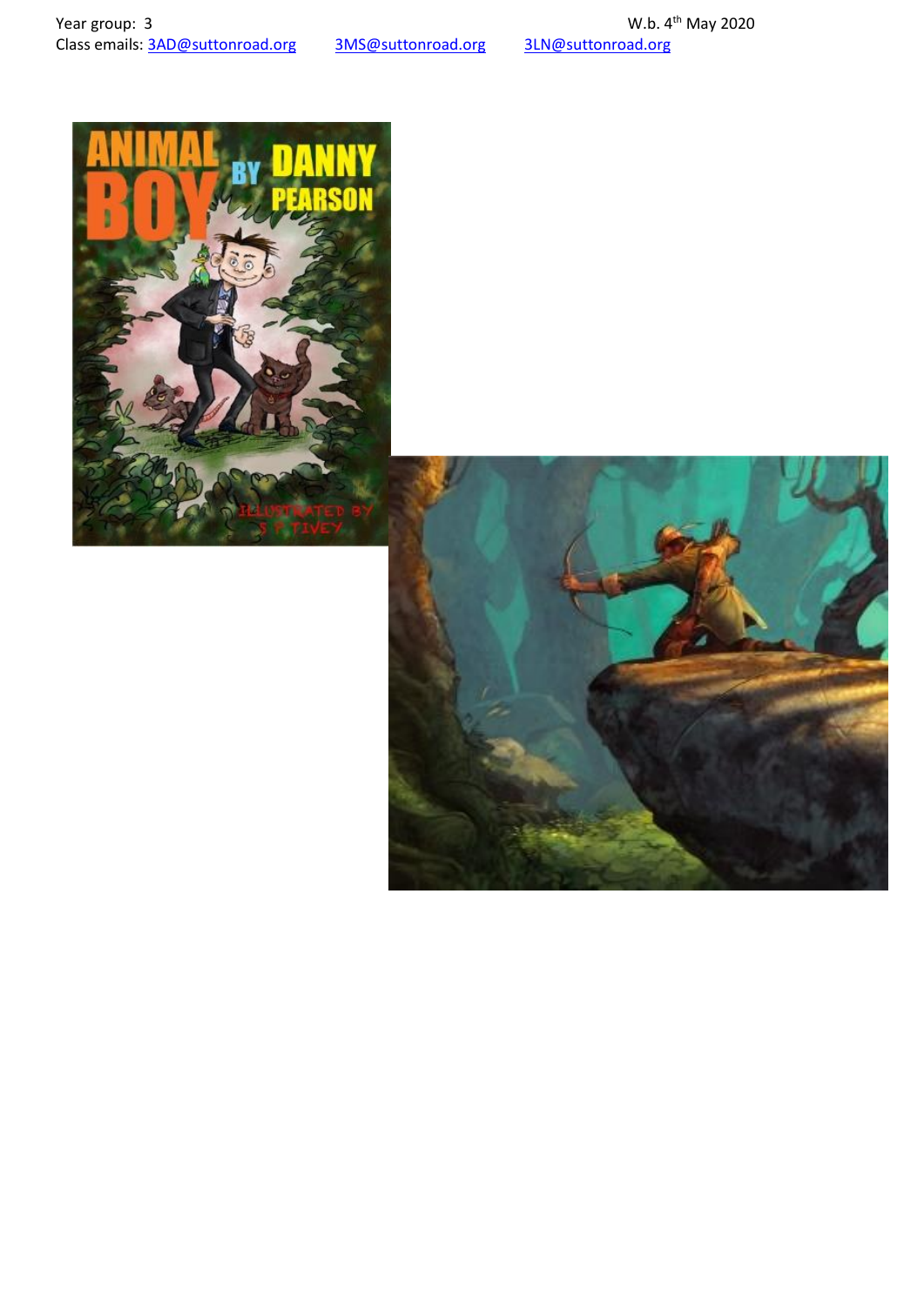Year group: 3 W.b. 4th May 2020

Class emails: 3AD@suttonroad.org 3MS@suttonroad.org 3LN@suttonroad.org